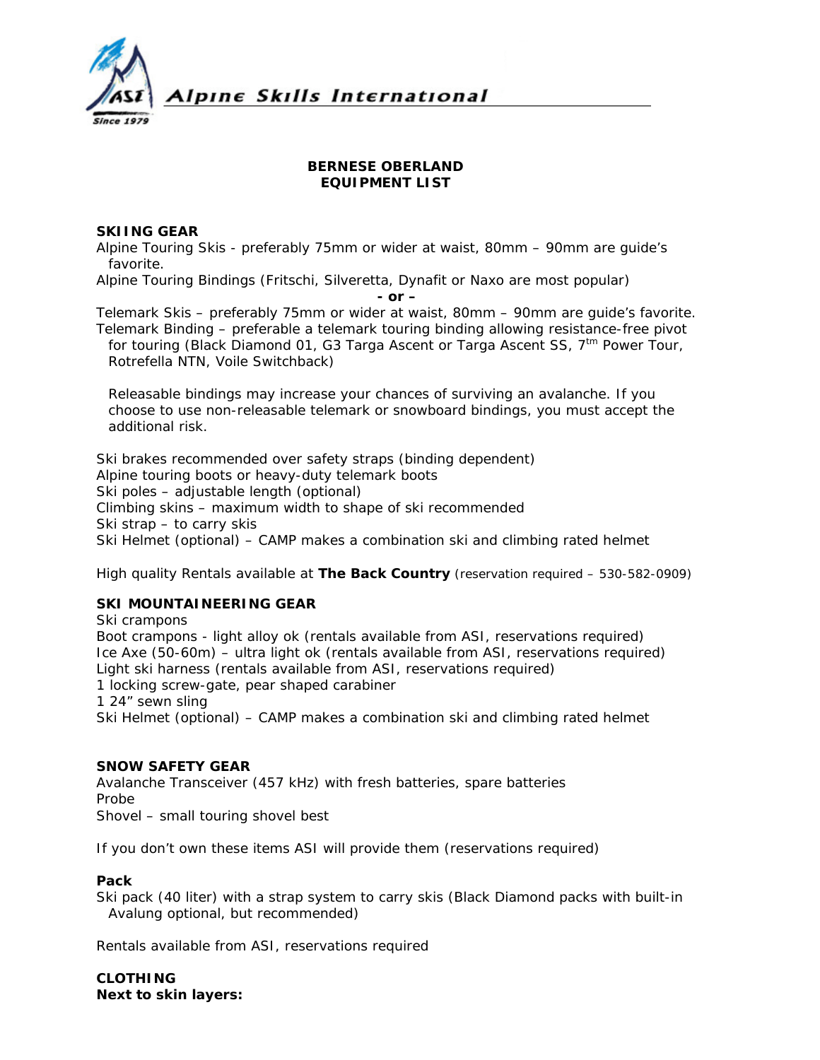Alpine Skills International

**BERNESE OBERLAND**
**EQUIPMENT LIST**

**SKIING GEAR**

Alpine Touring Skis - preferably 75mm or wider at waist, 80mm – 90mm are guide's favorite.
Alpine Touring Bindings (Fritschi, Silveretta, Dynafit or Naxo are most popular)

**- or –**

Telemark Skis – preferably 75mm or wider at waist, 80mm – 90mm are guide's favorite.
Telemark Binding – preferable a telemark touring binding allowing resistance-free pivot for touring (Black Diamond 01, G3 Targa Ascent or Targa Ascent SS, 7[tm] Power Tour, Rotrefella NTN, Voile Switchback)

Releasable bindings may increase your chances of surviving an avalanche. If you choose to use non-releasable telemark or snowboard bindings, you must accept the additional risk.

Ski brakes recommended over safety straps (binding dependent)
Alpine touring boots or heavy-duty telemark boots
Ski poles – adjustable length (optional)
Climbing skins – maximum width to shape of ski recommended
Ski strap – to carry skis
Ski Helmet (optional) – CAMP makes a combination ski and climbing rated helmet

High quality Rentals available at **The Back Country** (reservation required – 530-582-0909)

**SKI MOUNTAINEERING GEAR**

Ski crampons
Boot crampons - light alloy ok (rentals available from ASI, reservations required)
Ice Axe (50-60m) – ultra light ok (rentals available from ASI, reservations required)
Light ski harness (rentals available from ASI, reservations required)
1 locking screw-gate, pear shaped carabiner
1 24" sewn sling
Ski Helmet (optional) – CAMP makes a combination ski and climbing rated helmet

**SNOW SAFETY GEAR**

Avalanche Transceiver (457 kHz) with fresh batteries, spare batteries
Probe
Shovel – small touring shovel best

If you don't own these items ASI will provide them (reservations required)

**Pack**

Ski pack (40 liter) with a strap system to carry skis (Black Diamond packs with built-in Avalung optional, but recommended)

Rentals available from ASI, reservations required

**CLOTHING**
**Next to skin layers:**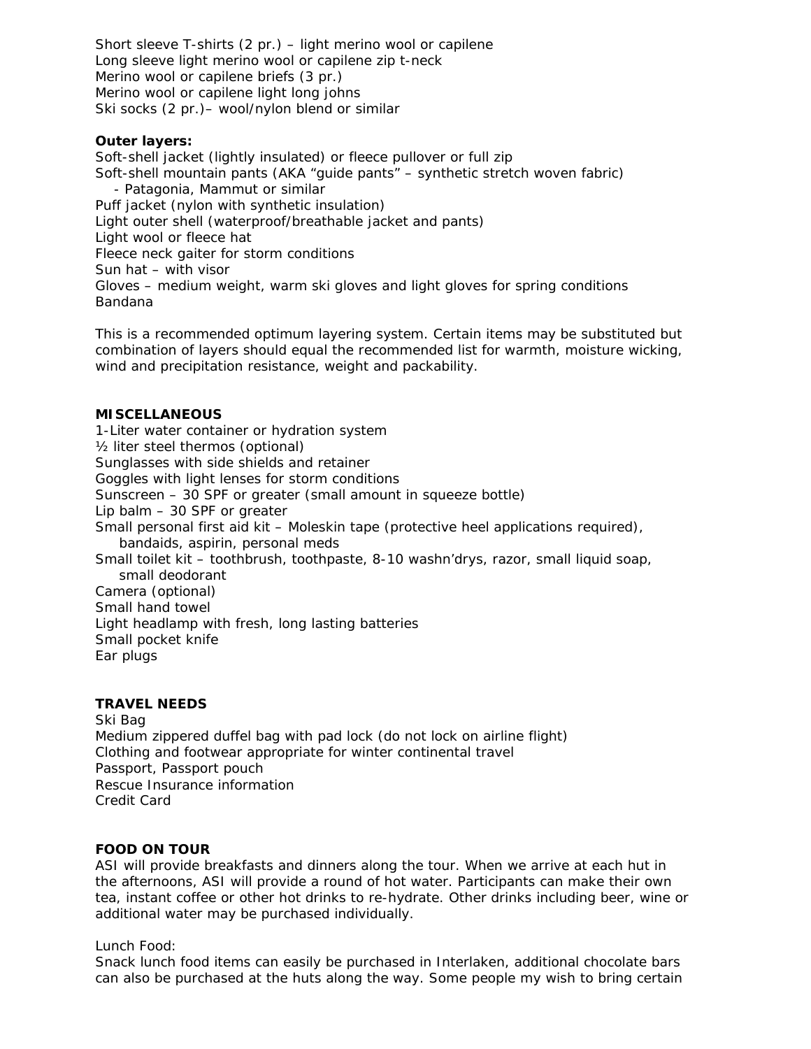Short sleeve T-shirts (2 pr.) – light merino wool or capilene
Long sleeve light merino wool or capilene zip t-neck
Merino wool or capilene briefs (3 pr.)
Merino wool or capilene light long johns
Ski socks (2 pr.)– wool/nylon blend or similar

**Outer layers:**
Soft-shell jacket (lightly insulated) or fleece pullover or full zip
Soft-shell mountain pants (AKA "guide pants" – synthetic stretch woven fabric)
  - Patagonia, Mammut or similar
Puff jacket (nylon with synthetic insulation)
Light outer shell (waterproof/breathable jacket and pants)
Light wool or fleece hat
Fleece neck gaiter for storm conditions
Sun hat – with visor
Gloves – medium weight, warm ski gloves and light gloves for spring conditions
Bandana

This is a recommended optimum layering system. Certain items may be substituted but combination of layers should equal the recommended list for warmth, moisture wicking, wind and precipitation resistance, weight and packability.

## MISCELLANEOUS

1-Liter water container or hydration system
½ liter steel thermos (optional)
Sunglasses with side shields and retainer
Goggles with light lenses for storm conditions
Sunscreen – 30 SPF or greater (small amount in squeeze bottle)
Lip balm – 30 SPF or greater
Small personal first aid kit – Moleskin tape (protective heel applications required), bandaids, aspirin, personal meds
Small toilet kit – toothbrush, toothpaste, 8-10 washn'drys, razor, small liquid soap, small deodorant
Camera (optional)
Small hand towel
Light headlamp with fresh, long lasting batteries
Small pocket knife
Ear plugs

## TRAVEL NEEDS

Ski Bag
Medium zippered duffel bag with pad lock (do not lock on airline flight)
Clothing and footwear appropriate for winter continental travel
Passport, Passport pouch
Rescue Insurance information
Credit Card

## FOOD ON TOUR

ASI will provide breakfasts and dinners along the tour. When we arrive at each hut in the afternoons, ASI will provide a round of hot water. Participants can make their own tea, instant coffee or other hot drinks to re-hydrate. Other drinks including beer, wine or additional water may be purchased individually.

Lunch Food:
Snack lunch food items can easily be purchased in Interlaken, additional chocolate bars can also be purchased at the huts along the way. Some people my wish to bring certain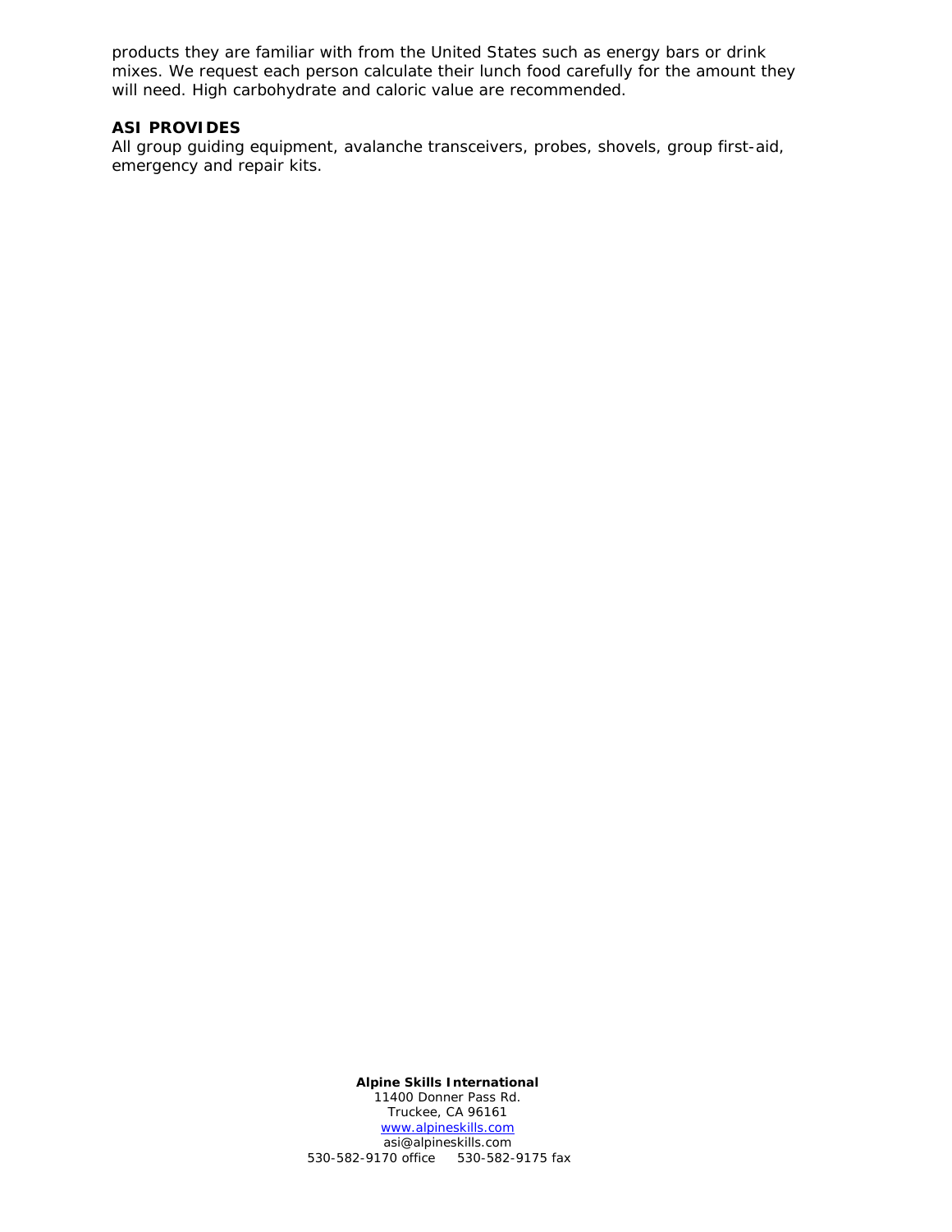products they are familiar with from the United States such as energy bars or drink mixes. We request each person calculate their lunch food carefully for the amount they will need. High carbohydrate and caloric value are recommended.

**ASI PROVIDES**

All group guiding equipment, avalanche transceivers, probes, shovels, group first-aid, emergency and repair kits.

**Alpine Skills International**
11400 Donner Pass Rd.
Truckee, CA 96161
www.alpineskills.com
asi@alpineskills.com
530-582-9170 office 530-582-9175 fax